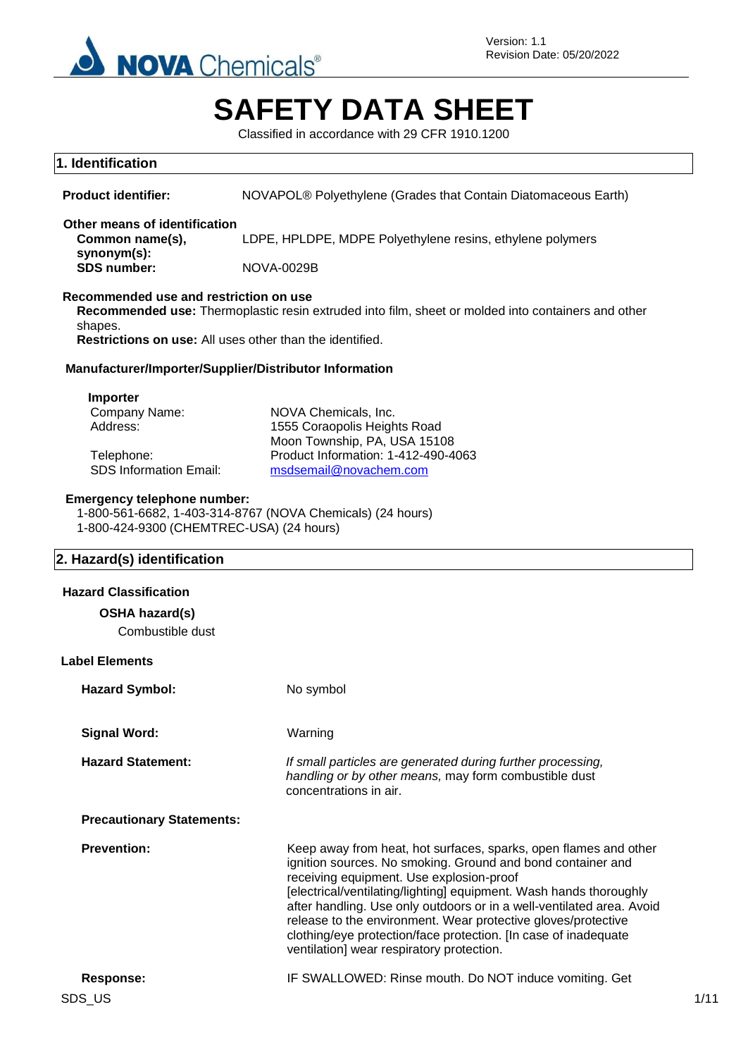Version: 1.1
Revision Date: 05/20/2022

# SAFETY DATA SHEET

Classified in accordance with 29 CFR 1910.1200

## 1. Identification

**Product identifier:** NOVAPOL® Polyethylene (Grades that Contain Diatomaceous Earth)

**Other means of identification**

**Common name(s), synonym(s):** LDPE, HPLDPE, MDPE Polyethylene resins, ethylene polymers

**SDS number:** NOVA-0029B

**Recommended use and restriction on use**

**Recommended use:** Thermoplastic resin extruded into film, sheet or molded into containers and other shapes.

**Restrictions on use:** All uses other than the identified.

**Manufacturer/Importer/Supplier/Distributor Information**

**Importer**

| | |
|---|---|
| Company Name: | NOVA Chemicals, Inc. |
| Address: | 1555 Coraopolis Heights Road<br>Moon Township, PA, USA 15108 |
| Telephone: | Product Information: 1-412-490-4063 |
| SDS Information Email: | msdsemail@novachem.com |

**Emergency telephone number:**

1-800-561-6682, 1-403-314-8767 (NOVA Chemicals) (24 hours)
1-800-424-9300 (CHEMTREC-USA) (24 hours)

## 2. Hazard(s) identification

**Hazard Classification**

**OSHA hazard(s)**

Combustible dust

**Label Elements**

**Hazard Symbol:** No symbol

**Signal Word:** Warning

**Hazard Statement:** *If small particles are generated during further processing, handling or by other means,* may form combustible dust concentrations in air.

**Precautionary Statements:**

**Prevention:** Keep away from heat, hot surfaces, sparks, open flames and other ignition sources. No smoking. Ground and bond container and receiving equipment. Use explosion-proof [electrical/ventilating/lighting] equipment. Wash hands thoroughly after handling. Use only outdoors or in a well-ventilated area. Avoid release to the environment. Wear protective gloves/protective clothing/eye protection/face protection. [In case of inadequate ventilation] wear respiratory protection.

**Response:** IF SWALLOWED: Rinse mouth. Do NOT induce vomiting. Get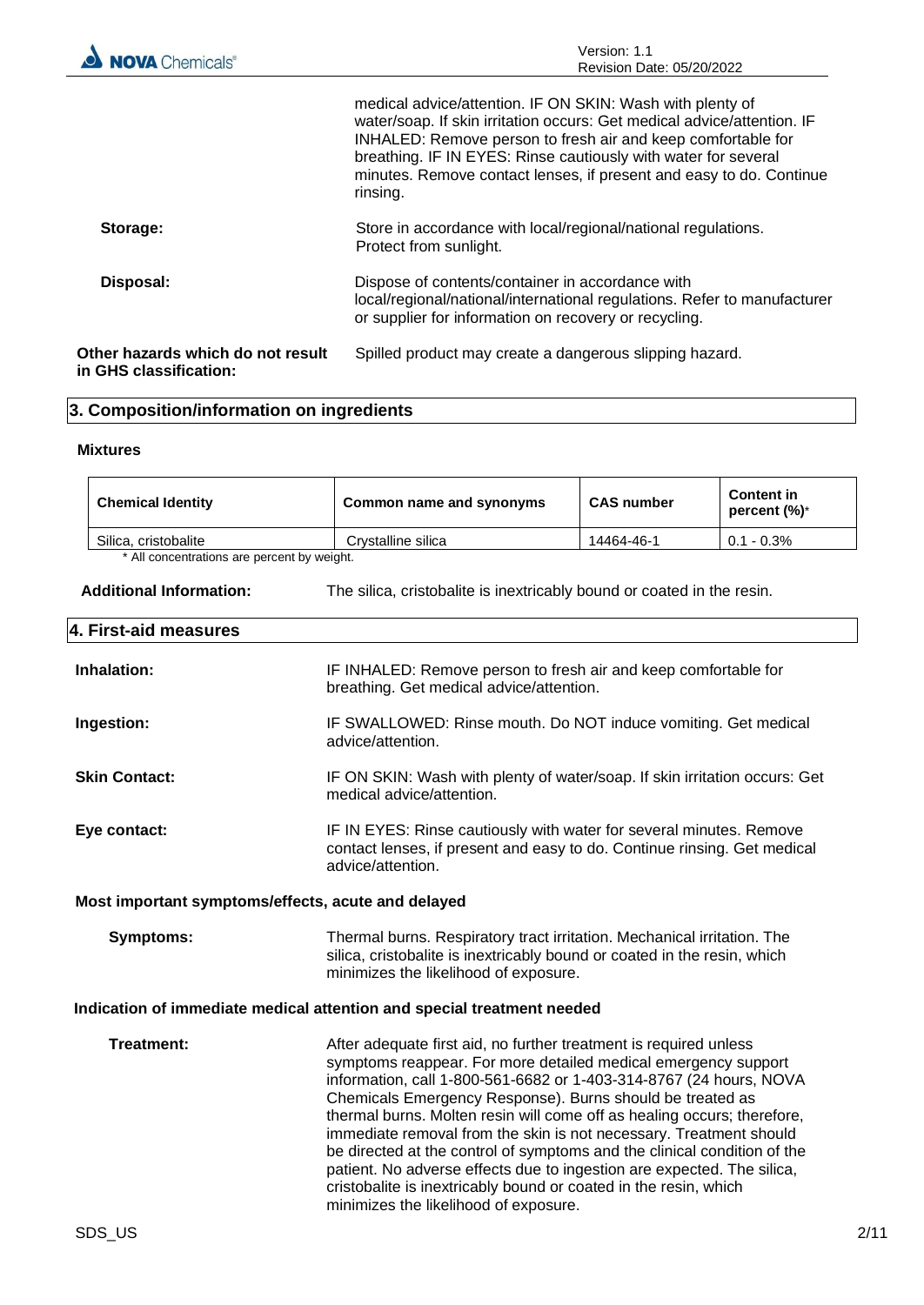medical advice/attention. IF ON SKIN: Wash with plenty of water/soap. If skin irritation occurs: Get medical advice/attention. IF INHALED: Remove person to fresh air and keep comfortable for breathing. IF IN EYES: Rinse cautiously with water for several minutes. Remove contact lenses, if present and easy to do. Continue rinsing.

**Storage:** Store in accordance with local/regional/national regulations. Protect from sunlight.

**Disposal:** Dispose of contents/container in accordance with local/regional/national/international regulations. Refer to manufacturer or supplier for information on recovery or recycling.

**Other hazards which do not result in GHS classification:** Spilled product may create a dangerous slipping hazard.

## 3. Composition/information on ingredients

**Mixtures**

| Chemical Identity | Common name and synonyms | CAS number | Content in percent (%)* |
|---|---|---|---|
| Silica, cristobalite | Crystalline silica | 14464-46-1 | 0.1 - 0.3% |

\* All concentrations are percent by weight.

**Additional Information:** The silica, cristobalite is inextricably bound or coated in the resin.

## 4. First-aid measures

**Inhalation:** IF INHALED: Remove person to fresh air and keep comfortable for breathing. Get medical advice/attention.

**Ingestion:** IF SWALLOWED: Rinse mouth. Do NOT induce vomiting. Get medical advice/attention.

**Skin Contact:** IF ON SKIN: Wash with plenty of water/soap. If skin irritation occurs: Get medical advice/attention.

**Eye contact:** IF IN EYES: Rinse cautiously with water for several minutes. Remove contact lenses, if present and easy to do. Continue rinsing. Get medical advice/attention.

### Most important symptoms/effects, acute and delayed

**Symptoms:** Thermal burns. Respiratory tract irritation. Mechanical irritation. The silica, cristobalite is inextricably bound or coated in the resin, which minimizes the likelihood of exposure.

### Indication of immediate medical attention and special treatment needed

**Treatment:** After adequate first aid, no further treatment is required unless symptoms reappear. For more detailed medical emergency support information, call 1-800-561-6682 or 1-403-314-8767 (24 hours, NOVA Chemicals Emergency Response). Burns should be treated as thermal burns. Molten resin will come off as healing occurs; therefore, immediate removal from the skin is not necessary. Treatment should be directed at the control of symptoms and the clinical condition of the patient. No adverse effects due to ingestion are expected. The silica, cristobalite is inextricably bound or coated in the resin, which minimizes the likelihood of exposure.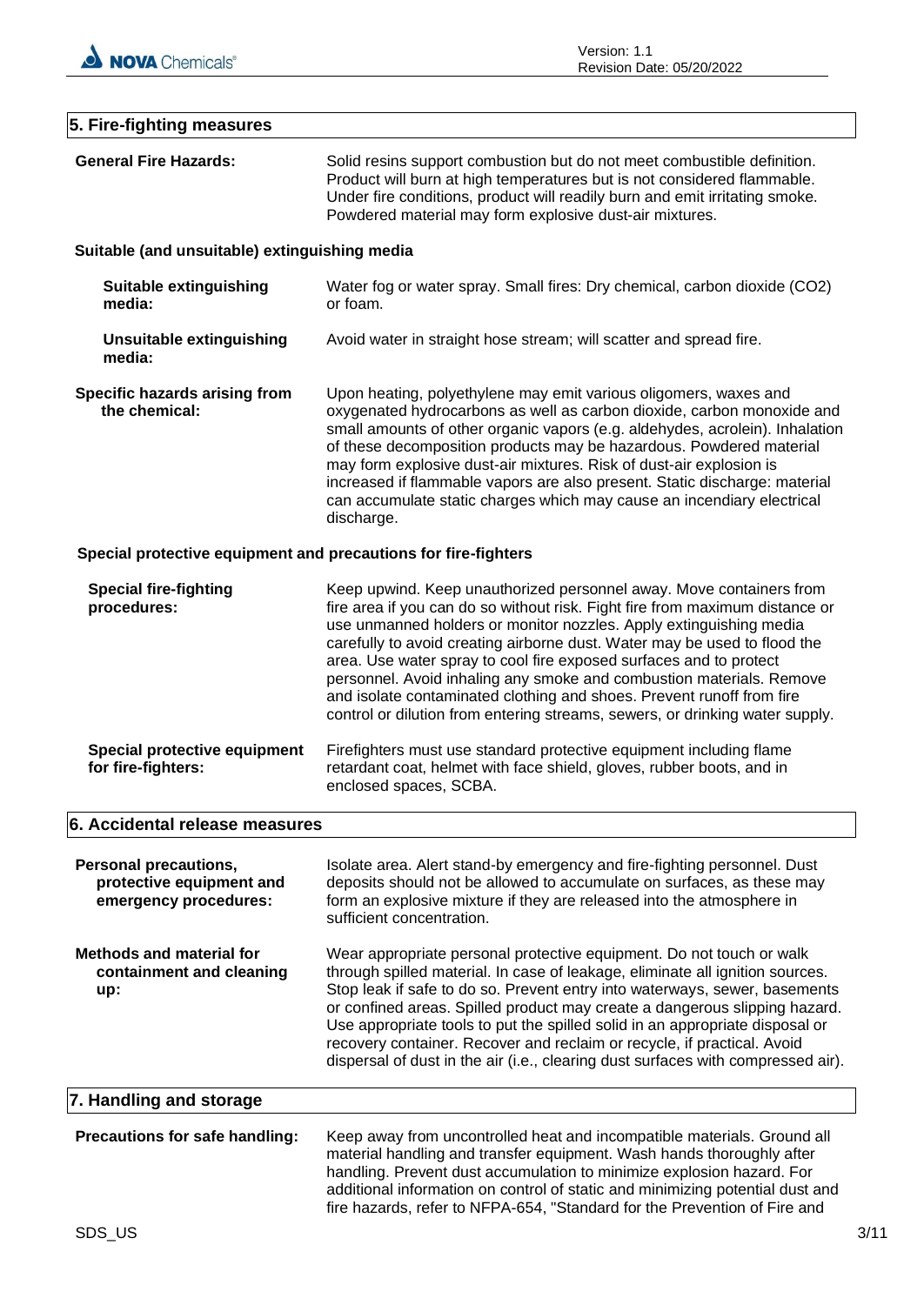## 5. Fire-fighting measures

**General Fire Hazards:** Solid resins support combustion but do not meet combustible definition. Product will burn at high temperatures but is not considered flammable. Under fire conditions, product will readily burn and emit irritating smoke. Powdered material may form explosive dust-air mixtures.

### Suitable (and unsuitable) extinguishing media

**Suitable extinguishing media:** Water fog or water spray. Small fires: Dry chemical, carbon dioxide ($CO_2$) or foam.

**Unsuitable extinguishing media:** Avoid water in straight hose stream; will scatter and spread fire.

**Specific hazards arising from the chemical:** Upon heating, polyethylene may emit various oligomers, waxes and oxygenated hydrocarbons as well as carbon dioxide, carbon monoxide and small amounts of other organic vapors (e.g. aldehydes, acrolein). Inhalation of these decomposition products may be hazardous. Powdered material may form explosive dust-air mixtures. Risk of dust-air explosion is increased if flammable vapors are also present. Static discharge: material can accumulate static charges which may cause an incendiary electrical discharge.

### Special protective equipment and precautions for fire-fighters

**Special fire-fighting procedures:** Keep upwind. Keep unauthorized personnel away. Move containers from fire area if you can do so without risk. Fight fire from maximum distance or use unmanned holders or monitor nozzles. Apply extinguishing media carefully to avoid creating airborne dust. Water may be used to flood the area. Use water spray to cool fire exposed surfaces and to protect personnel. Avoid inhaling any smoke and combustion materials. Remove and isolate contaminated clothing and shoes. Prevent runoff from fire control or dilution from entering streams, sewers, or drinking water supply.

**Special protective equipment for fire-fighters:** Firefighters must use standard protective equipment including flame retardant coat, helmet with face shield, gloves, rubber boots, and in enclosed spaces, SCBA.

## 6. Accidental release measures

**Personal precautions, protective equipment and emergency procedures:** Isolate area. Alert stand-by emergency and fire-fighting personnel. Dust deposits should not be allowed to accumulate on surfaces, as these may form an explosive mixture if they are released into the atmosphere in sufficient concentration.

**Methods and material for containment and cleaning up:** Wear appropriate personal protective equipment. Do not touch or walk through spilled material. In case of leakage, eliminate all ignition sources. Stop leak if safe to do so. Prevent entry into waterways, sewer, basements or confined areas. Spilled product may create a dangerous slipping hazard. Use appropriate tools to put the spilled solid in an appropriate disposal or recovery container. Recover and reclaim or recycle, if practical. Avoid dispersal of dust in the air (i.e., clearing dust surfaces with compressed air).

## 7. Handling and storage

**Precautions for safe handling:** Keep away from uncontrolled heat and incompatible materials. Ground all material handling and transfer equipment. Wash hands thoroughly after handling. Prevent dust accumulation to minimize explosion hazard. For additional information on control of static and minimizing potential dust and fire hazards, refer to NFPA-654, "Standard for the Prevention of Fire and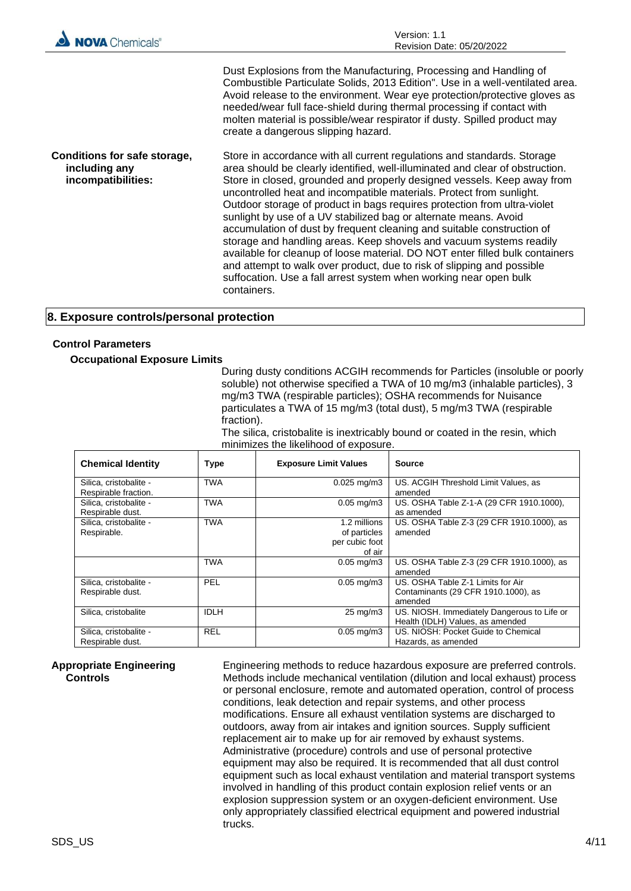Dust Explosions from the Manufacturing, Processing and Handling of Combustible Particulate Solids, 2013 Edition". Use in a well-ventilated area. Avoid release to the environment. Wear eye protection/protective gloves as needed/wear full face-shield during thermal processing if contact with molten material is possible/wear respirator if dusty. Spilled product may create a dangerous slipping hazard.

**Conditions for safe storage, including any incompatibilities:** Store in accordance with all current regulations and standards. Storage area should be clearly identified, well-illuminated and clear of obstruction. Store in closed, grounded and properly designed vessels. Keep away from uncontrolled heat and incompatible materials. Protect from sunlight. Outdoor storage of product in bags requires protection from ultra-violet sunlight by use of a UV stabilized bag or alternate means. Avoid accumulation of dust by frequent cleaning and suitable construction of storage and handling areas. Keep shovels and vacuum systems readily available for cleanup of loose material. DO NOT enter filled bulk containers and attempt to walk over product, due to risk of slipping and possible suffocation. Use a fall arrest system when working near open bulk containers.

## 8. Exposure controls/personal protection

### Control Parameters

#### Occupational Exposure Limits

During dusty conditions ACGIH recommends for Particles (insoluble or poorly soluble) not otherwise specified a TWA of 10 mg/m3 (inhalable particles), 3 mg/m3 TWA (respirable particles); OSHA recommends for Nuisance particulates a TWA of 15 mg/m3 (total dust), 5 mg/m3 TWA (respirable fraction).

The silica, cristobalite is inextricably bound or coated in the resin, which minimizes the likelihood of exposure.

| Chemical Identity | Type | Exposure Limit Values | Source |
|---|---|---|---|
| Silica, cristobalite - Respirable fraction. | TWA | 0.025 mg/m3 | US. ACGIH Threshold Limit Values, as amended |
| Silica, cristobalite - Respirable dust. | TWA | 0.05 mg/m3 | US. OSHA Table Z-1-A (29 CFR 1910.1000), as amended |
| Silica, cristobalite - Respirable. | TWA | 1.2 millions of particles per cubic foot of air | US. OSHA Table Z-3 (29 CFR 1910.1000), as amended |
| | TWA | 0.05 mg/m3 | US. OSHA Table Z-3 (29 CFR 1910.1000), as amended |
| Silica, cristobalite - Respirable dust. | PEL | 0.05 mg/m3 | US. OSHA Table Z-1 Limits for Air Contaminants (29 CFR 1910.1000), as amended |
| Silica, cristobalite | IDLH | 25 mg/m3 | US. NIOSH. Immediately Dangerous to Life or Health (IDLH) Values, as amended |
| Silica, cristobalite - Respirable dust. | REL | 0.05 mg/m3 | US. NIOSH: Pocket Guide to Chemical Hazards, as amended |

**Appropriate Engineering Controls** Engineering methods to reduce hazardous exposure are preferred controls. Methods include mechanical ventilation (dilution and local exhaust) process or personal enclosure, remote and automated operation, control of process conditions, leak detection and repair systems, and other process modifications. Ensure all exhaust ventilation systems are discharged to outdoors, away from air intakes and ignition sources. Supply sufficient replacement air to make up for air removed by exhaust systems. Administrative (procedure) controls and use of personal protective equipment may also be required. It is recommended that all dust control equipment such as local exhaust ventilation and material transport systems involved in handling of this product contain explosion relief vents or an explosion suppression system or an oxygen-deficient environment. Use only appropriately classified electrical equipment and powered industrial trucks.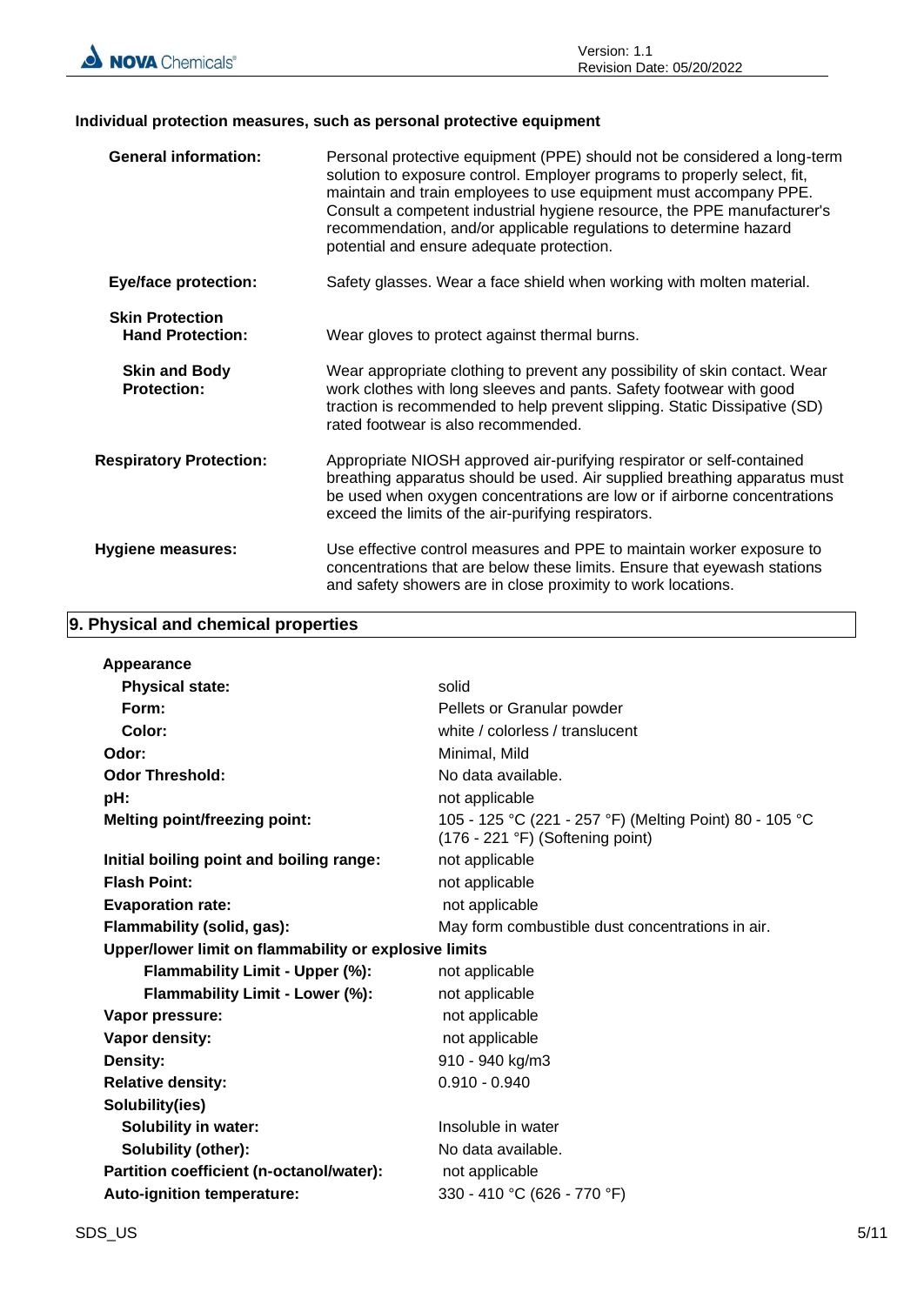### Individual protection measures, such as personal protective equipment

| | |
|---|---|
| **General information:** | Personal protective equipment (PPE) should not be considered a long-term solution to exposure control. Employer programs to properly select, fit, maintain and train employees to use equipment must accompany PPE. Consult a competent industrial hygiene resource, the PPE manufacturer's recommendation, and/or applicable regulations to determine hazard potential and ensure adequate protection. |
| **Eye/face protection:** | Safety glasses. Wear a face shield when working with molten material. |
| **Skin Protection** | |
| **Hand Protection:** | Wear gloves to protect against thermal burns. |
| **Skin and Body Protection:** | Wear appropriate clothing to prevent any possibility of skin contact. Wear work clothes with long sleeves and pants. Safety footwear with good traction is recommended to help prevent slipping. Static Dissipative (SD) rated footwear is also recommended. |
| **Respiratory Protection:** | Appropriate NIOSH approved air-purifying respirator or self-contained breathing apparatus should be used. Air supplied breathing apparatus must be used when oxygen concentrations are low or if airborne concentrations exceed the limits of the air-purifying respirators. |
| **Hygiene measures:** | Use effective control measures and PPE to maintain worker exposure to concentrations that are below these limits. Ensure that eyewash stations and safety showers are in close proximity to work locations. |

## 9. Physical and chemical properties

| | |
|---|---|
| **Appearance** | |
| **Physical state:** | solid |
| **Form:** | Pellets or Granular powder |
| **Color:** | white / colorless / translucent |
| **Odor:** | Minimal, Mild |
| **Odor Threshold:** | No data available. |
| **pH:** | not applicable |
| **Melting point/freezing point:** | 105 - 125 °C (221 - 257 °F) (Melting Point) 80 - 105 °C (176 - 221 °F) (Softening point) |
| **Initial boiling point and boiling range:** | not applicable |
| **Flash Point:** | not applicable |
| **Evaporation rate:** | not applicable |
| **Flammability (solid, gas):** | May form combustible dust concentrations in air. |
| **Upper/lower limit on flammability or explosive limits** | |
| **Flammability Limit - Upper (%):** | not applicable |
| **Flammability Limit - Lower (%):** | not applicable |
| **Vapor pressure:** | not applicable |
| **Vapor density:** | not applicable |
| **Density:** | 910 - 940 kg/m3 |
| **Relative density:** | 0.910 - 0.940 |
| **Solubility(ies)** | |
| **Solubility in water:** | Insoluble in water |
| **Solubility (other):** | No data available. |
| **Partition coefficient (n-octanol/water):** | not applicable |
| **Auto-ignition temperature:** | 330 - 410 °C (626 - 770 °F) |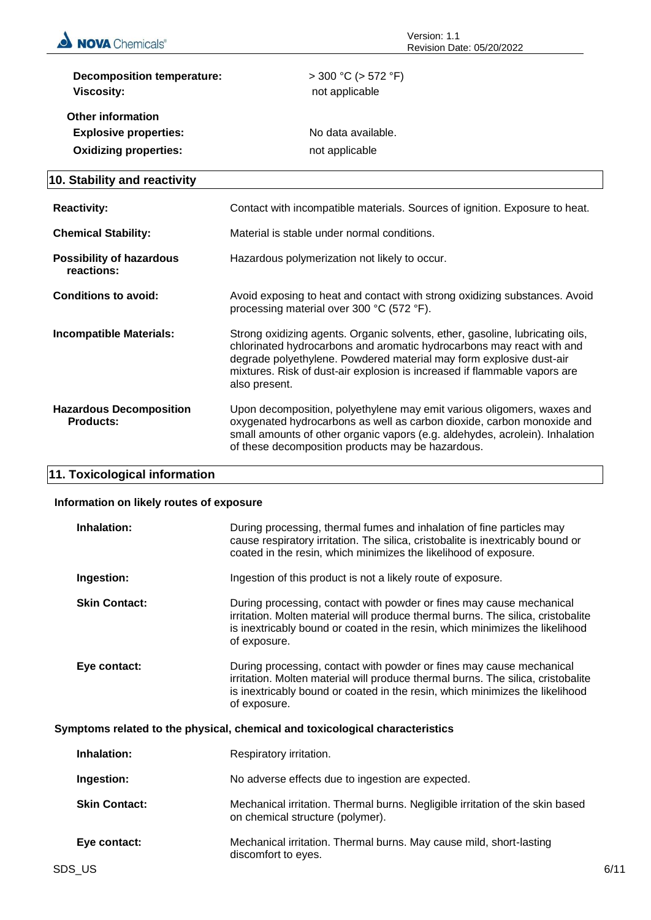**Decomposition temperature:** > 300 °C (> 572 °F)

**Viscosity:** not applicable

**Other information**

**Explosive properties:** No data available.

**Oxidizing properties:** not applicable

## 10. Stability and reactivity

**Reactivity:** Contact with incompatible materials. Sources of ignition. Exposure to heat.

**Chemical Stability:** Material is stable under normal conditions.

**Possibility of hazardous reactions:** Hazardous polymerization not likely to occur.

**Conditions to avoid:** Avoid exposing to heat and contact with strong oxidizing substances. Avoid processing material over 300 °C (572 °F).

**Incompatible Materials:** Strong oxidizing agents. Organic solvents, ether, gasoline, lubricating oils, chlorinated hydrocarbons and aromatic hydrocarbons may react with and degrade polyethylene. Powdered material may form explosive dust-air mixtures. Risk of dust-air explosion is increased if flammable vapors are also present.

**Hazardous Decomposition Products:** Upon decomposition, polyethylene may emit various oligomers, waxes and oxygenated hydrocarbons as well as carbon dioxide, carbon monoxide and small amounts of other organic vapors (e.g. aldehydes, acrolein). Inhalation of these decomposition products may be hazardous.

## 11. Toxicological information

### Information on likely routes of exposure

**Inhalation:** During processing, thermal fumes and inhalation of fine particles may cause respiratory irritation. The silica, cristobalite is inextricably bound or coated in the resin, which minimizes the likelihood of exposure.

**Ingestion:** Ingestion of this product is not a likely route of exposure.

**Skin Contact:** During processing, contact with powder or fines may cause mechanical irritation. Molten material will produce thermal burns. The silica, cristobalite is inextricably bound or coated in the resin, which minimizes the likelihood of exposure.

**Eye contact:** During processing, contact with powder or fines may cause mechanical irritation. Molten material will produce thermal burns. The silica, cristobalite is inextricably bound or coated in the resin, which minimizes the likelihood of exposure.

### Symptoms related to the physical, chemical and toxicological characteristics

**Inhalation:** Respiratory irritation.

**Ingestion:** No adverse effects due to ingestion are expected.

**Skin Contact:** Mechanical irritation. Thermal burns. Negligible irritation of the skin based on chemical structure (polymer).

**Eye contact:** Mechanical irritation. Thermal burns. May cause mild, short-lasting discomfort to eyes.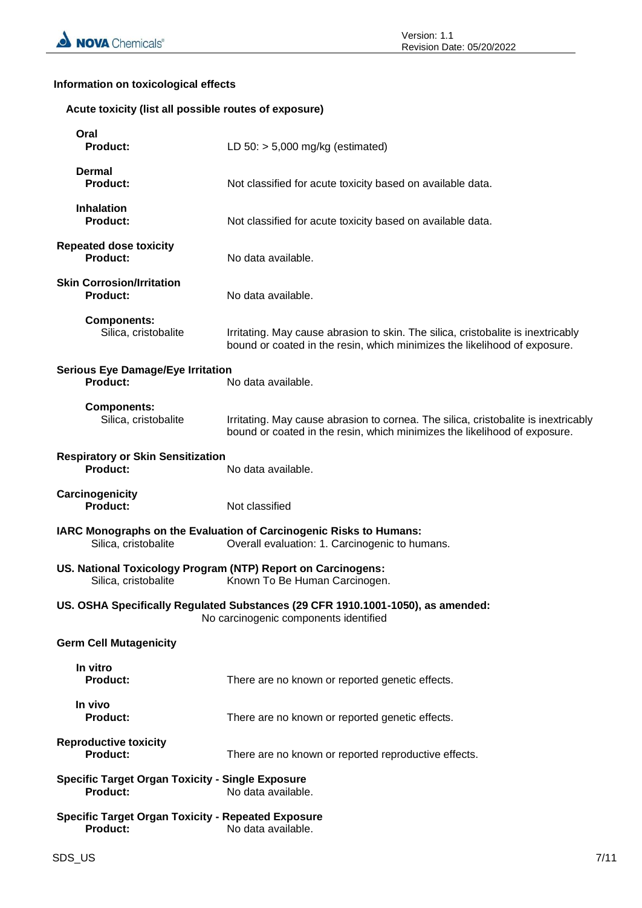### Information on toxicological effects

**Acute toxicity (list all possible routes of exposure)**

**Oral**
**Product:** LD 50: > 5,000 mg/kg (estimated)

**Dermal**
**Product:** Not classified for acute toxicity based on available data.

**Inhalation**
**Product:** Not classified for acute toxicity based on available data.

**Repeated dose toxicity**
**Product:** No data available.

**Skin Corrosion/Irritation**
**Product:** No data available.

**Components:**
Silica, cristobalite: Irritating. May cause abrasion to skin. The silica, cristobalite is inextricably bound or coated in the resin, which minimizes the likelihood of exposure.

**Serious Eye Damage/Eye Irritation**
**Product:** No data available.

**Components:**
Silica, cristobalite: Irritating. May cause abrasion to cornea. The silica, cristobalite is inextricably bound or coated in the resin, which minimizes the likelihood of exposure.

**Respiratory or Skin Sensitization**
**Product:** No data available.

**Carcinogenicity**
**Product:** Not classified

**IARC Monographs on the Evaluation of Carcinogenic Risks to Humans:**
Silica, cristobalite: Overall evaluation: 1. Carcinogenic to humans.

**US. National Toxicology Program (NTP) Report on Carcinogens:**
Silica, cristobalite: Known To Be Human Carcinogen.

**US. OSHA Specifically Regulated Substances (29 CFR 1910.1001-1050), as amended:**
No carcinogenic components identified

**Germ Cell Mutagenicity**

**In vitro**
**Product:** There are no known or reported genetic effects.

**In vivo**
**Product:** There are no known or reported genetic effects.

**Reproductive toxicity**
**Product:** There are no known or reported reproductive effects.

**Specific Target Organ Toxicity - Single Exposure**
**Product:** No data available.

**Specific Target Organ Toxicity - Repeated Exposure**
**Product:** No data available.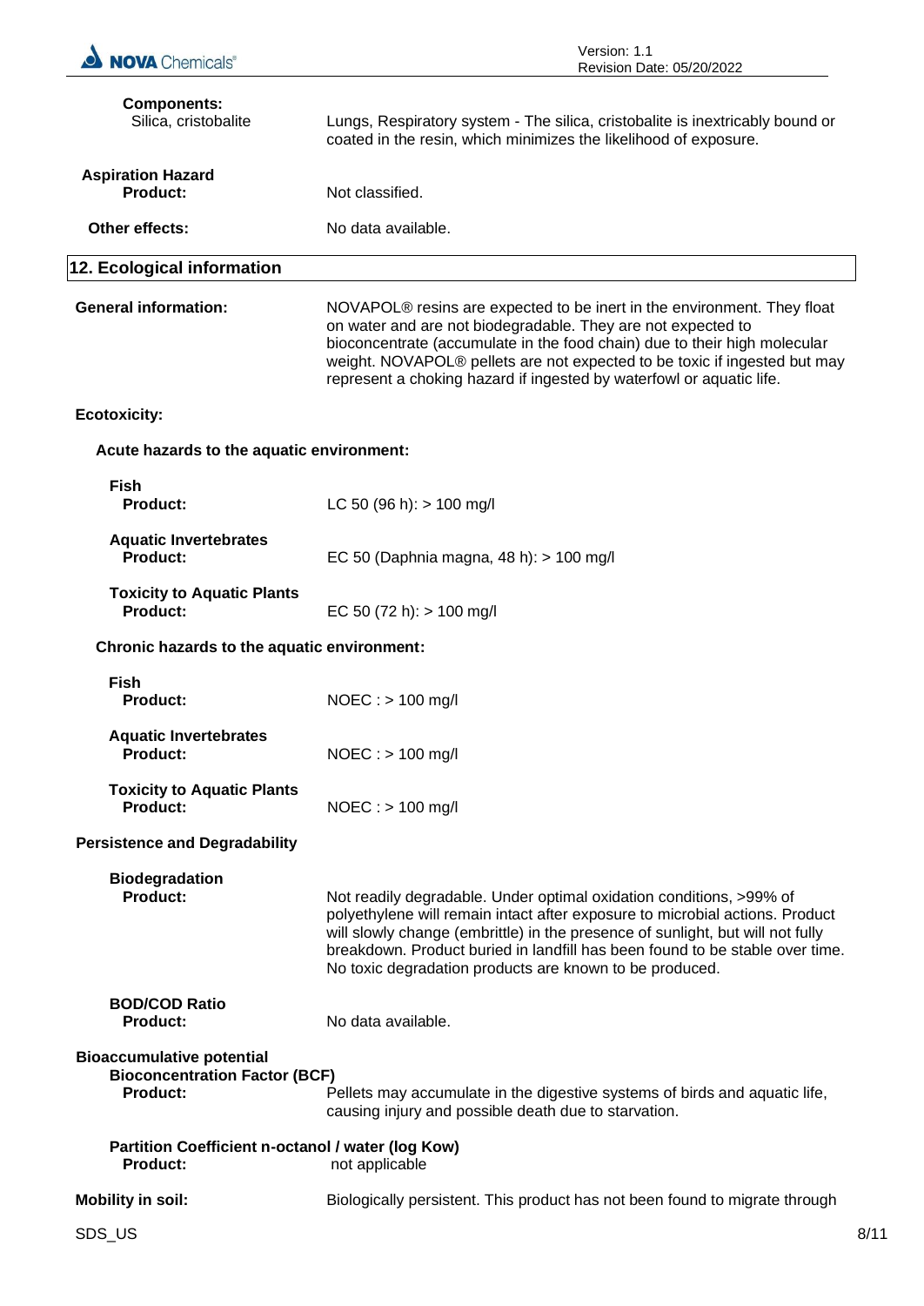**Components:**

Silica, cristobalite — Lungs, Respiratory system - The silica, cristobalite is inextricably bound or coated in the resin, which minimizes the likelihood of exposure.

**Aspiration Hazard**

**Product:** Not classified.

**Other effects:** No data available.

## 12. Ecological information

**General information:** NOVAPOL® resins are expected to be inert in the environment. They float on water and are not biodegradable. They are not expected to bioconcentrate (accumulate in the food chain) due to their high molecular weight. NOVAPOL® pellets are not expected to be toxic if ingested but may represent a choking hazard if ingested by waterfowl or aquatic life.

**Ecotoxicity:**

**Acute hazards to the aquatic environment:**

**Fish**

**Product:** LC 50 (96 h): > 100 mg/l

**Aquatic Invertebrates**

**Product:** EC 50 (Daphnia magna, 48 h): > 100 mg/l

**Toxicity to Aquatic Plants**

**Product:** EC 50 (72 h): > 100 mg/l

**Chronic hazards to the aquatic environment:**

**Fish**

**Product:** NOEC : > 100 mg/l

**Aquatic Invertebrates**

**Product:** NOEC : > 100 mg/l

**Toxicity to Aquatic Plants**

**Product:** NOEC : > 100 mg/l

**Persistence and Degradability**

**Biodegradation**

**Product:** Not readily degradable. Under optimal oxidation conditions, >99% of polyethylene will remain intact after exposure to microbial actions. Product will slowly change (embrittle) in the presence of sunlight, but will not fully breakdown. Product buried in landfill has been found to be stable over time. No toxic degradation products are known to be produced.

**BOD/COD Ratio**

**Product:** No data available.

**Bioaccumulative potential**

**Bioconcentration Factor (BCF)**

**Product:** Pellets may accumulate in the digestive systems of birds and aquatic life, causing injury and possible death due to starvation.

**Partition Coefficient n-octanol / water (log Kow)**

**Product:** not applicable

**Mobility in soil:** Biologically persistent. This product has not been found to migrate through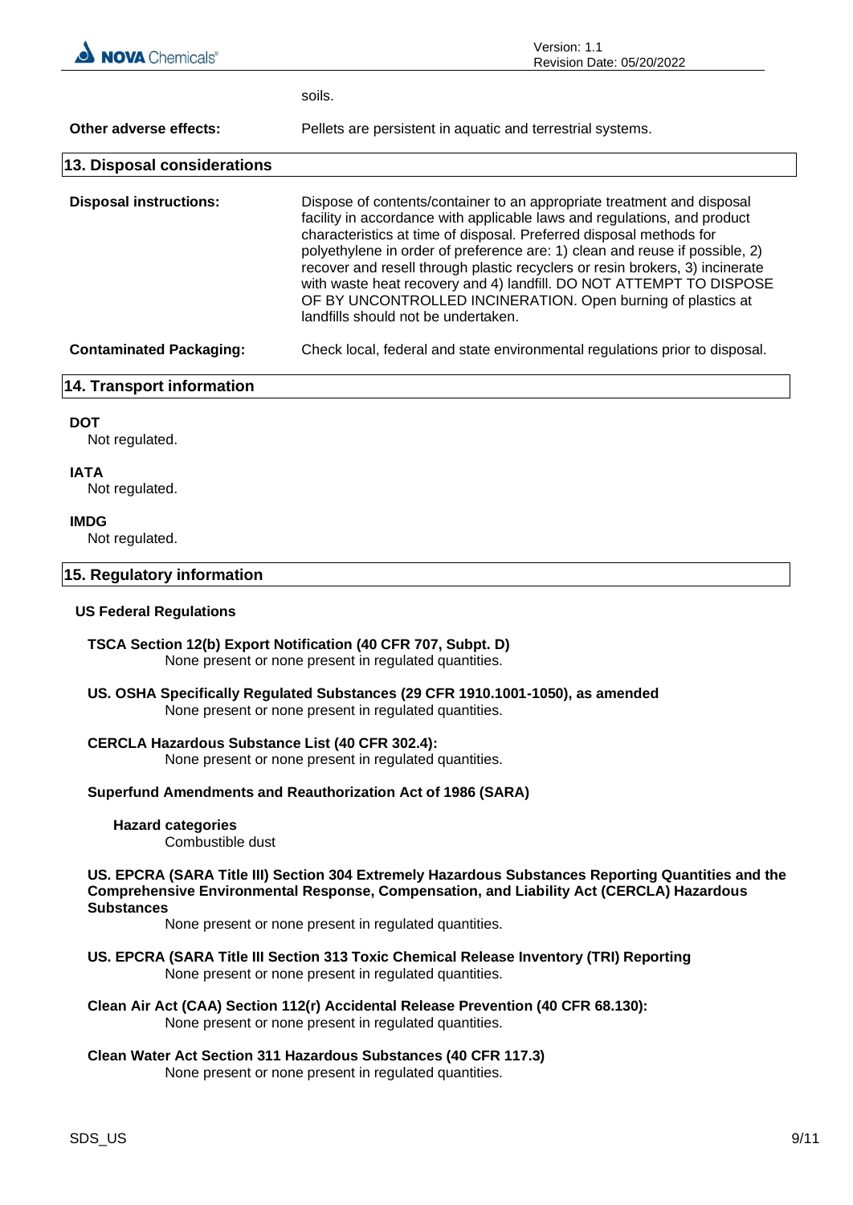soils.

**Other adverse effects:** Pellets are persistent in aquatic and terrestrial systems.

## 13. Disposal considerations

**Disposal instructions:** Dispose of contents/container to an appropriate treatment and disposal facility in accordance with applicable laws and regulations, and product characteristics at time of disposal. Preferred disposal methods for polyethylene in order of preference are: 1) clean and reuse if possible, 2) recover and resell through plastic recyclers or resin brokers, 3) incinerate with waste heat recovery and 4) landfill. DO NOT ATTEMPT TO DISPOSE OF BY UNCONTROLLED INCINERATION. Open burning of plastics at landfills should not be undertaken.

**Contaminated Packaging:** Check local, federal and state environmental regulations prior to disposal.

## 14. Transport information

**DOT**
Not regulated.

**IATA**
Not regulated.

**IMDG**
Not regulated.

## 15. Regulatory information

### US Federal Regulations

**TSCA Section 12(b) Export Notification (40 CFR 707, Subpt. D)**
None present or none present in regulated quantities.

**US. OSHA Specifically Regulated Substances (29 CFR 1910.1001-1050), as amended**
None present or none present in regulated quantities.

**CERCLA Hazardous Substance List (40 CFR 302.4):**
None present or none present in regulated quantities.

**Superfund Amendments and Reauthorization Act of 1986 (SARA)**

**Hazard categories**
Combustible dust

**US. EPCRA (SARA Title III) Section 304 Extremely Hazardous Substances Reporting Quantities and the Comprehensive Environmental Response, Compensation, and Liability Act (CERCLA) Hazardous Substances**
None present or none present in regulated quantities.

**US. EPCRA (SARA Title III Section 313 Toxic Chemical Release Inventory (TRI) Reporting**
None present or none present in regulated quantities.

**Clean Air Act (CAA) Section 112(r) Accidental Release Prevention (40 CFR 68.130):**
None present or none present in regulated quantities.

**Clean Water Act Section 311 Hazardous Substances (40 CFR 117.3)**
None present or none present in regulated quantities.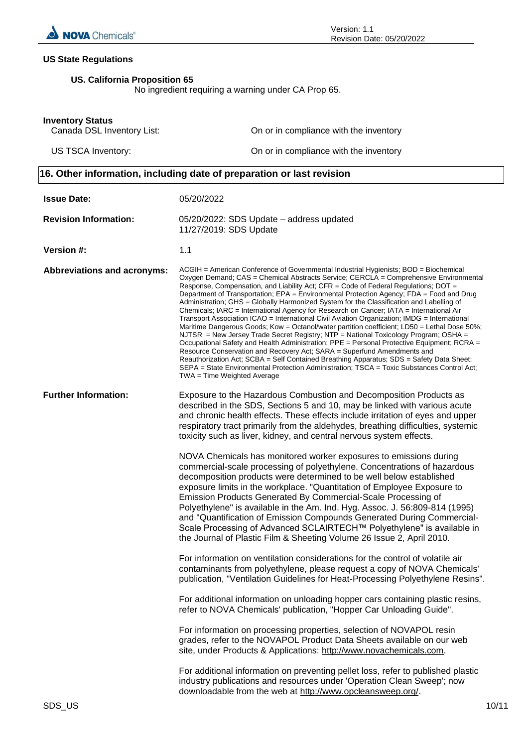### US State Regulations

**US. California Proposition 65**

No ingredient requiring a warning under CA Prop 65.

**Inventory Status**

| | |
|---|---|
| Canada DSL Inventory List: | On or in compliance with the inventory |
| US TSCA Inventory: | On or in compliance with the inventory |

## 16. Other information, including date of preparation or last revision

**Issue Date:** 05/20/2022

**Revision Information:** 05/20/2022: SDS Update – address updated
11/27/2019: SDS Update

**Version #:** 1.1

**Abbreviations and acronyms:** ACGIH = American Conference of Governmental Industrial Hygienists; BOD = Biochemical Oxygen Demand; CAS = Chemical Abstracts Service; CERCLA = Comprehensive Environmental Response, Compensation, and Liability Act; CFR = Code of Federal Regulations; DOT = Department of Transportation; EPA = Environmental Protection Agency; FDA = Food and Drug Administration; GHS = Globally Harmonized System for the Classification and Labelling of Chemicals; IARC = International Agency for Research on Cancer; IATA = International Air Transport Association ICAO = International Civil Aviation Organization; IMDG = International Maritime Dangerous Goods; Kow = Octanol/water partition coefficient; LD50 = Lethal Dose 50%; NJTSR = New Jersey Trade Secret Registry; NTP = National Toxicology Program; OSHA = Occupational Safety and Health Administration; PPE = Personal Protective Equipment; RCRA = Resource Conservation and Recovery Act; SARA = Superfund Amendments and Reauthorization Act; SCBA = Self Contained Breathing Apparatus; SDS = Safety Data Sheet; SEPA = State Environmental Protection Administration; TSCA = Toxic Substances Control Act; TWA = Time Weighted Average

**Further Information:** Exposure to the Hazardous Combustion and Decomposition Products as described in the SDS, Sections 5 and 10, may be linked with various acute and chronic health effects. These effects include irritation of eyes and upper respiratory tract primarily from the aldehydes, breathing difficulties, systemic toxicity such as liver, kidney, and central nervous system effects.

NOVA Chemicals has monitored worker exposures to emissions during commercial-scale processing of polyethylene. Concentrations of hazardous decomposition products were determined to be well below established exposure limits in the workplace. "Quantitation of Employee Exposure to Emission Products Generated By Commercial-Scale Processing of Polyethylene" is available in the Am. Ind. Hyg. Assoc. J. 56:809-814 (1995) and "Quantification of Emission Compounds Generated During Commercial-Scale Processing of Advanced SCLAIRTECH™ Polyethylene" is available in the Journal of Plastic Film & Sheeting Volume 26 Issue 2, April 2010.

For information on ventilation considerations for the control of volatile air contaminants from polyethylene, please request a copy of NOVA Chemicals' publication, "Ventilation Guidelines for Heat-Processing Polyethylene Resins".

For additional information on unloading hopper cars containing plastic resins, refer to NOVA Chemicals' publication, "Hopper Car Unloading Guide".

For information on processing properties, selection of NOVAPOL resin grades, refer to the NOVAPOL Product Data Sheets available on our web site, under Products & Applications: http://www.novachemicals.com.

For additional information on preventing pellet loss, refer to published plastic industry publications and resources under 'Operation Clean Sweep'; now downloadable from the web at http://www.opcleansweep.org/.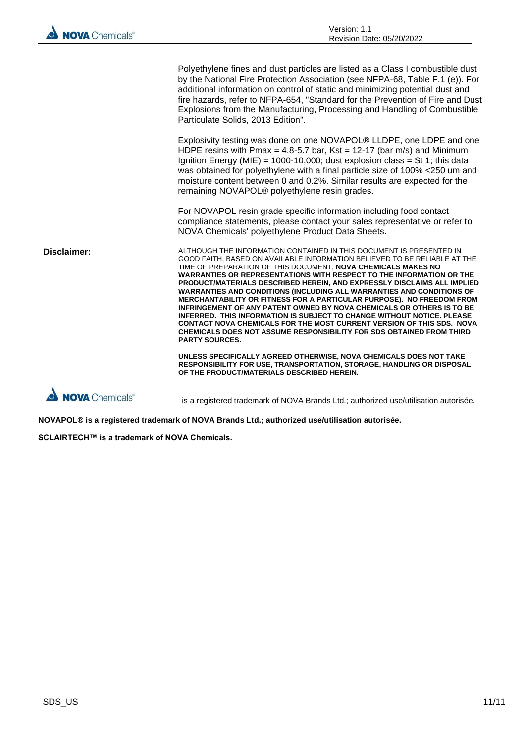Polyethylene fines and dust particles are listed as a Class I combustible dust by the National Fire Protection Association (see NFPA-68, Table F.1 (e)). For additional information on control of static and minimizing potential dust and fire hazards, refer to NFPA-654, "Standard for the Prevention of Fire and Dust Explosions from the Manufacturing, Processing and Handling of Combustible Particulate Solids, 2013 Edition".

Explosivity testing was done on one NOVAPOL® LLDPE, one LDPE and one HDPE resins with Pmax = 4.8-5.7 bar, Kst = 12-17 (bar m/s) and Minimum Ignition Energy (MIE) = 1000-10,000; dust explosion class = St 1; this data was obtained for polyethylene with a final particle size of 100% <250 um and moisture content between 0 and 0.2%. Similar results are expected for the remaining NOVAPOL® polyethylene resin grades.

For NOVAPOL resin grade specific information including food contact compliance statements, please contact your sales representative or refer to NOVA Chemicals' polyethylene Product Data Sheets.

**Disclaimer:**

ALTHOUGH THE INFORMATION CONTAINED IN THIS DOCUMENT IS PRESENTED IN GOOD FAITH, BASED ON AVAILABLE INFORMATION BELIEVED TO BE RELIABLE AT THE TIME OF PREPARATION OF THIS DOCUMENT, **NOVA CHEMICALS MAKES NO WARRANTIES OR REPRESENTATIONS WITH RESPECT TO THE INFORMATION OR THE PRODUCT/MATERIALS DESCRIBED HEREIN, AND EXPRESSLY DISCLAIMS ALL IMPLIED WARRANTIES AND CONDITIONS (INCLUDING ALL WARRANTIES AND CONDITIONS OF MERCHANTABILITY OR FITNESS FOR A PARTICULAR PURPOSE). NO FREEDOM FROM INFRINGEMENT OF ANY PATENT OWNED BY NOVA CHEMICALS OR OTHERS IS TO BE INFERRED. THIS INFORMATION IS SUBJECT TO CHANGE WITHOUT NOTICE. PLEASE CONTACT NOVA CHEMICALS FOR THE MOST CURRENT VERSION OF THIS SDS. NOVA CHEMICALS DOES NOT ASSUME RESPONSIBILITY FOR SDS OBTAINED FROM THIRD PARTY SOURCES.**

**UNLESS SPECIFICALLY AGREED OTHERWISE, NOVA CHEMICALS DOES NOT TAKE RESPONSIBILITY FOR USE, TRANSPORTATION, STORAGE, HANDLING OR DISPOSAL OF THE PRODUCT/MATERIALS DESCRIBED HEREIN.**

NOVA Chemicals® is a registered trademark of NOVA Brands Ltd.; authorized use/utilisation autorisée.

**NOVAPOL® is a registered trademark of NOVA Brands Ltd.; authorized use/utilisation autorisée.**

**SCLAIRTECH™ is a trademark of NOVA Chemicals.**